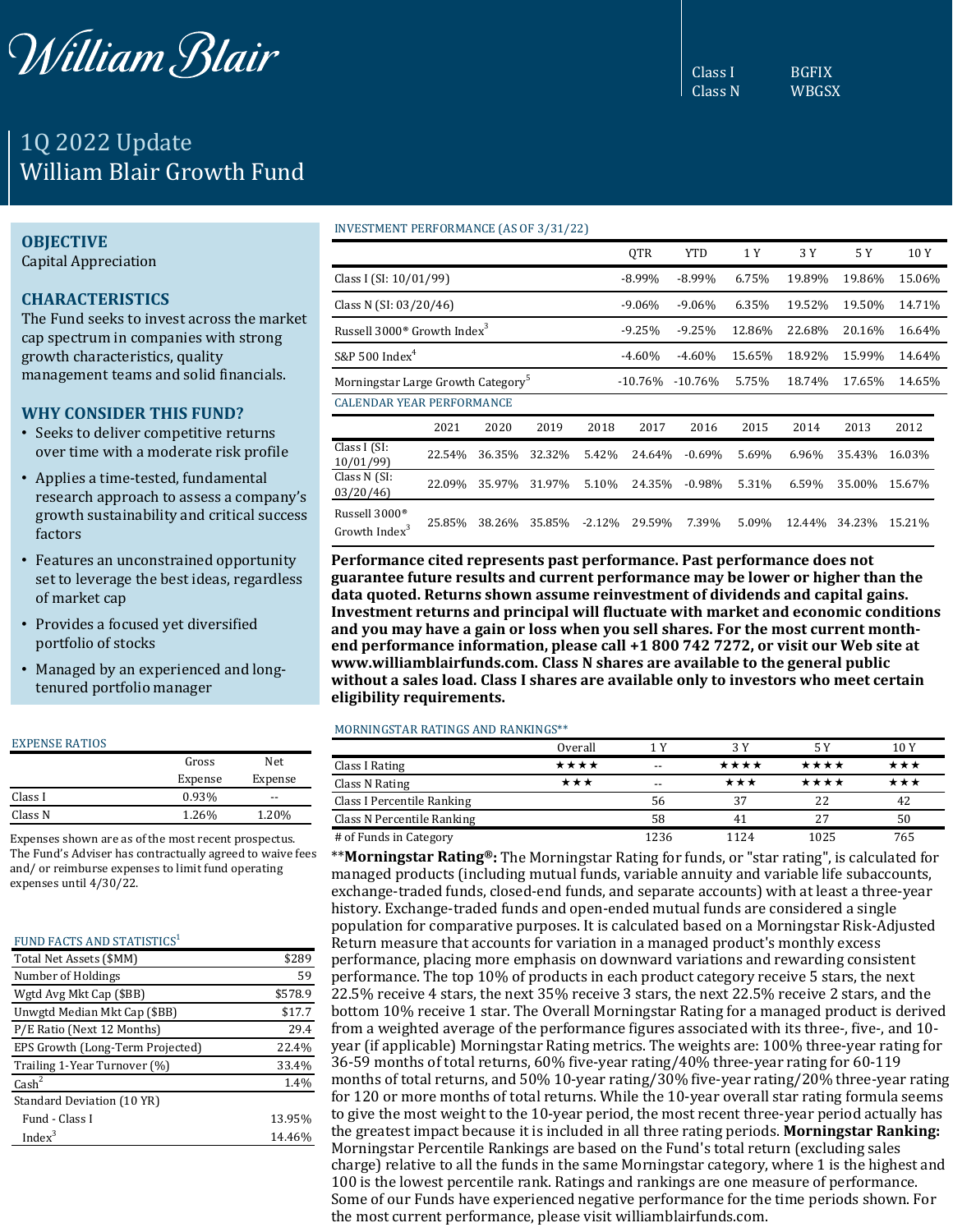William Blair

| | |
|---|---|
| Class I | BGFIX |
| Class N | WBGSX |

# 1Q 2022 Update
# William Blair Growth Fund

## OBJECTIVE

Capital Appreciation

## CHARACTERISTICS

The Fund seeks to invest across the market cap spectrum in companies with strong growth characteristics, quality management teams and solid financials.

## WHY CONSIDER THIS FUND?

- Seeks to deliver competitive returns over time with a moderate risk profile
- Applies a time-tested, fundamental research approach to assess a company's growth sustainability and critical success factors
- Features an unconstrained opportunity set to leverage the best ideas, regardless of market cap
- Provides a focused yet diversified portfolio of stocks
- Managed by an experienced and long-tenured portfolio manager

### EXPENSE RATIOS

| | Gross Expense | Net Expense |
|---|---|---|
| Class I | 0.93% | -- |
| Class N | 1.26% | 1.20% |

Expenses shown are as of the most recent prospectus. The Fund's Adviser has contractually agreed to waive fees and/ or reimburse expenses to limit fund operating expenses until 4/30/22.

### FUND FACTS AND STATISTICS[1]

| | |
|---|---|
| Total Net Assets ($MM) | $289 |
| Number of Holdings | 59 |
| Wgtd Avg Mkt Cap ($BB) | $578.9 |
| Unwgtd Median Mkt Cap ($BB) | $17.7 |
| P/E Ratio (Next 12 Months) | 29.4 |
| EPS Growth (Long-Term Projected) | 22.4% |
| Trailing 1-Year Turnover (%) | 33.4% |
| Cash[2] | 1.4% |
| Standard Deviation (10 YR) | |
| Fund - Class I | 13.95% |
| Index[3] | 14.46% |

### INVESTMENT PERFORMANCE (AS OF 3/31/22)

| | QTR | YTD | 1 Y | 3 Y | 5 Y | 10 Y |
|---|---|---|---|---|---|---|
| Class I (SI: 10/01/99) | -8.99% | -8.99% | 6.75% | 19.89% | 19.86% | 15.06% |
| Class N (SI: 03/20/46) | -9.06% | -9.06% | 6.35% | 19.52% | 19.50% | 14.71% |
| Russell 3000® Growth Index[3] | -9.25% | -9.25% | 12.86% | 22.68% | 20.16% | 16.64% |
| S&P 500 Index[4] | -4.60% | -4.60% | 15.65% | 18.92% | 15.99% | 14.64% |
| Morningstar Large Growth Category[5] | -10.76% | -10.76% | 5.75% | 18.74% | 17.65% | 14.65% |

### CALENDAR YEAR PERFORMANCE

| | 2021 | 2020 | 2019 | 2018 | 2017 | 2016 | 2015 | 2014 | 2013 | 2012 |
|---|---|---|---|---|---|---|---|---|---|---|
| Class I (SI: 10/01/99) | 22.54% | 36.35% | 32.32% | 5.42% | 24.64% | -0.69% | 5.69% | 6.96% | 35.43% | 16.03% |
| Class N (SI: 03/20/46) | 22.09% | 35.97% | 31.97% | 5.10% | 24.35% | -0.98% | 5.31% | 6.59% | 35.00% | 15.67% |
| Russell 3000® Growth Index[3] | 25.85% | 38.26% | 35.85% | -2.12% | 29.59% | 7.39% | 5.09% | 12.44% | 34.23% | 15.21% |

**Performance cited represents past performance. Past performance does not guarantee future results and current performance may be lower or higher than the data quoted. Returns shown assume reinvestment of dividends and capital gains. Investment returns and principal will fluctuate with market and economic conditions and you may have a gain or loss when you sell shares. For the most current month-end performance information, please call +1 800 742 7272, or visit our Web site at www.williamblairfunds.com. Class N shares are available to the general public without a sales load. Class I shares are available only to investors who meet certain eligibility requirements.**

### MORNINGSTAR RATINGS AND RANKINGS**

| | Overall | 1 Y | 3 Y | 5 Y | 10 Y |
|---|---|---|---|---|---|
| Class I Rating | ★★★★ | -- | ★★★★ | ★★★★ | ★★★ |
| Class N Rating | ★★★ | -- | ★★★ | ★★★★ | ★★★ |
| Class I Percentile Ranking | | 56 | 37 | 22 | 42 |
| Class N Percentile Ranking | | 58 | 41 | 27 | 50 |
| # of Funds in Category | | 1236 | 1124 | 1025 | 765 |

****Morningstar Rating®:** The Morningstar Rating for funds, or "star rating", is calculated for managed products (including mutual funds, variable annuity and variable life subaccounts, exchange-traded funds, closed-end funds, and separate accounts) with at least a three-year history. Exchange-traded funds and open-ended mutual funds are considered a single population for comparative purposes. It is calculated based on a Morningstar Risk-Adjusted Return measure that accounts for variation in a managed product's monthly excess performance, placing more emphasis on downward variations and rewarding consistent performance. The top 10% of products in each product category receive 5 stars, the next 22.5% receive 4 stars, the next 35% receive 3 stars, the next 22.5% receive 2 stars, and the bottom 10% receive 1 star. The Overall Morningstar Rating for a managed product is derived from a weighted average of the performance figures associated with its three-, five-, and 10-year (if applicable) Morningstar Rating metrics. The weights are: 100% three-year rating for 36-59 months of total returns, 60% five-year rating/40% three-year rating for 60-119 months of total returns, and 50% 10-year rating/30% five-year rating/20% three-year rating for 120 or more months of total returns. While the 10-year overall star rating formula seems to give the most weight to the 10-year period, the most recent three-year period actually has the greatest impact because it is included in all three rating periods. **Morningstar Ranking:** Morningstar Percentile Rankings are based on the Fund's total return (excluding sales charge) relative to all the funds in the same Morningstar category, where 1 is the highest and 100 is the lowest percentile rank. Ratings and rankings are one measure of performance. Some of our Funds have experienced negative performance for the time periods shown. For the most current performance, please visit williamblairfunds.com.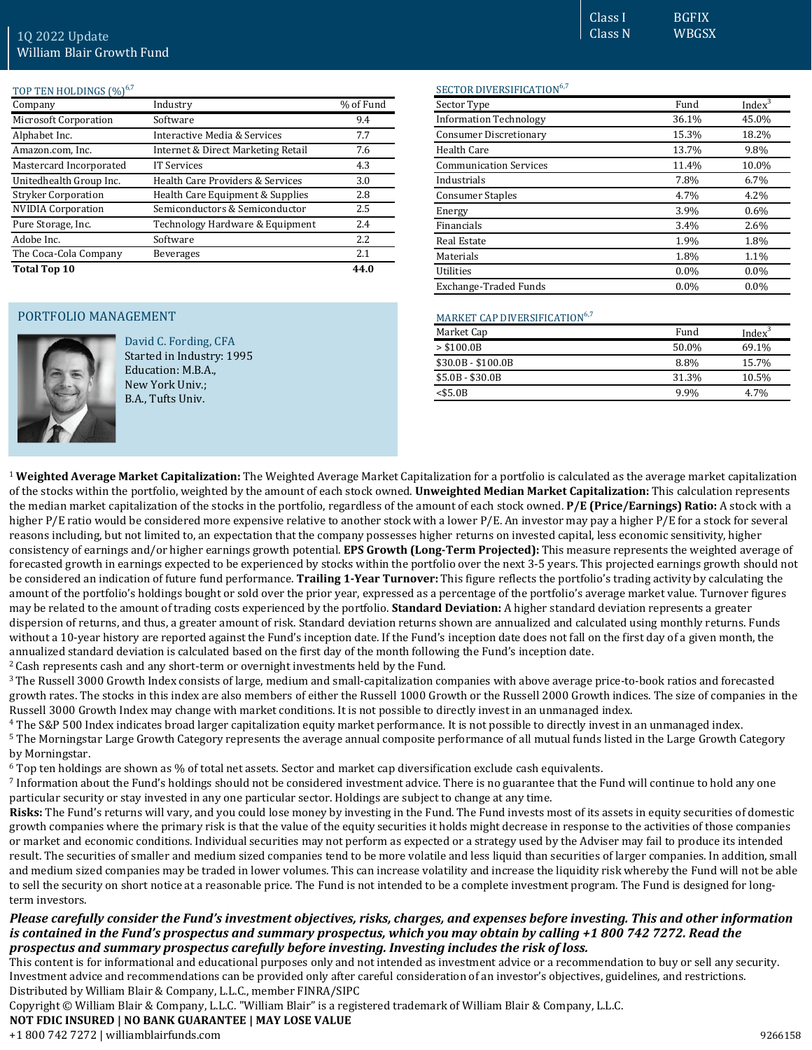1Q 2022 Update
William Blair Growth Fund

Class I BGFIX
Class N WBGSX

## TOP TEN HOLDINGS (%)[6,7]

| Company | Industry | % of Fund |
|---|---|---|
| Microsoft Corporation | Software | 9.4 |
| Alphabet Inc. | Interactive Media & Services | 7.7 |
| Amazon.com, Inc. | Internet & Direct Marketing Retail | 7.6 |
| Mastercard Incorporated | IT Services | 4.3 |
| Unitedhealth Group Inc. | Health Care Providers & Services | 3.0 |
| Stryker Corporation | Health Care Equipment & Supplies | 2.8 |
| NVIDIA Corporation | Semiconductors & Semiconductor | 2.5 |
| Pure Storage, Inc. | Technology Hardware & Equipment | 2.4 |
| Adobe Inc. | Software | 2.2 |
| The Coca-Cola Company | Beverages | 2.1 |
| **Total Top 10** | | **44.0** |

## PORTFOLIO MANAGEMENT

David C. Fording, CFA
Started in Industry: 1995
Education: M.B.A., New York Univ.; B.A., Tufts Univ.

## SECTOR DIVERSIFICATION[6,7]

| Sector Type | Fund | Index[3] |
|---|---|---|
| Information Technology | 36.1% | 45.0% |
| Consumer Discretionary | 15.3% | 18.2% |
| Health Care | 13.7% | 9.8% |
| Communication Services | 11.4% | 10.0% |
| Industrials | 7.8% | 6.7% |
| Consumer Staples | 4.7% | 4.2% |
| Energy | 3.9% | 0.6% |
| Financials | 3.4% | 2.6% |
| Real Estate | 1.9% | 1.8% |
| Materials | 1.8% | 1.1% |
| Utilities | 0.0% | 0.0% |
| Exchange-Traded Funds | 0.0% | 0.0% |

## MARKET CAP DIVERSIFICATION[6,7]

| Market Cap | Fund | Index[3] |
|---|---|---|
| > $100.0B | 50.0% | 69.1% |
| $30.0B - $100.0B | 8.8% | 15.7% |
| $5.0B - $30.0B | 31.3% | 10.5% |
| <$5.0B | 9.9% | 4.7% |

[1] **Weighted Average Market Capitalization:** The Weighted Average Market Capitalization for a portfolio is calculated as the average market capitalization of the stocks within the portfolio, weighted by the amount of each stock owned. **Unweighted Median Market Capitalization:** This calculation represents the median market capitalization of the stocks in the portfolio, regardless of the amount of each stock owned. **P/E (Price/Earnings) Ratio:** A stock with a higher P/E ratio would be considered more expensive relative to another stock with a lower P/E. An investor may pay a higher P/E for a stock for several reasons including, but not limited to, an expectation that the company possesses higher returns on invested capital, less economic sensitivity, higher consistency of earnings and/or higher earnings growth potential. **EPS Growth (Long-Term Projected):** This measure represents the weighted average of forecasted growth in earnings expected to be experienced by stocks within the portfolio over the next 3-5 years. This projected earnings growth should not be considered an indication of future fund performance. **Trailing 1-Year Turnover:** This figure reflects the portfolio's trading activity by calculating the amount of the portfolio's holdings bought or sold over the prior year, expressed as a percentage of the portfolio's average market value. Turnover figures may be related to the amount of trading costs experienced by the portfolio. **Standard Deviation:** A higher standard deviation represents a greater dispersion of returns, and thus, a greater amount of risk. Standard deviation returns shown are annualized and calculated using monthly returns. Funds without a 10-year history are reported against the Fund's inception date. If the Fund's inception date does not fall on the first day of a given month, the annualized standard deviation is calculated based on the first day of the month following the Fund's inception date.
[2] Cash represents cash and any short-term or overnight investments held by the Fund.
[3] The Russell 3000 Growth Index consists of large, medium and small-capitalization companies with above average price-to-book ratios and forecasted growth rates. The stocks in this index are also members of either the Russell 1000 Growth or the Russell 2000 Growth indices. The size of companies in the Russell 3000 Growth Index may change with market conditions. It is not possible to directly invest in an unmanaged index.
[4] The S&P 500 Index indicates broad larger capitalization equity market performance. It is not possible to directly invest in an unmanaged index.
[5] The Morningstar Large Growth Category represents the average annual composite performance of all mutual funds listed in the Large Growth Category by Morningstar.
[6] Top ten holdings are shown as % of total net assets. Sector and market cap diversification exclude cash equivalents.
[7] Information about the Fund's holdings should not be considered investment advice. There is no guarantee that the Fund will continue to hold any one particular security or stay invested in any one particular sector. Holdings are subject to change at any time.
**Risks:** The Fund's returns will vary, and you could lose money by investing in the Fund. The Fund invests most of its assets in equity securities of domestic growth companies where the primary risk is that the value of the equity securities it holds might decrease in response to the activities of those companies or market and economic conditions. Individual securities may not perform as expected or a strategy used by the Adviser may fail to produce its intended result. The securities of smaller and medium sized companies tend to be more volatile and less liquid than securities of larger companies. In addition, small and medium sized companies may be traded in lower volumes. This can increase volatility and increase the liquidity risk whereby the Fund will not be able to sell the security on short notice at a reasonable price. The Fund is not intended to be a complete investment program. The Fund is designed for long-term investors.

***Please carefully consider the Fund's investment objectives, risks, charges, and expenses before investing. This and other information is contained in the Fund's prospectus and summary prospectus, which you may obtain by calling +1 800 742 7272. Read the prospectus and summary prospectus carefully before investing. Investing includes the risk of loss.***

This content is for informational and educational purposes only and not intended as investment advice or a recommendation to buy or sell any security. Investment advice and recommendations can be provided only after careful consideration of an investor's objectives, guidelines, and restrictions.
Distributed by William Blair & Company, L.L.C., member FINRA/SIPC
Copyright © William Blair & Company, L.L.C. "William Blair" is a registered trademark of William Blair & Company, L.L.C.
**NOT FDIC INSURED | NO BANK GUARANTEE | MAY LOSE VALUE**
+1 800 742 7272 | williamblairfunds.com

9266158